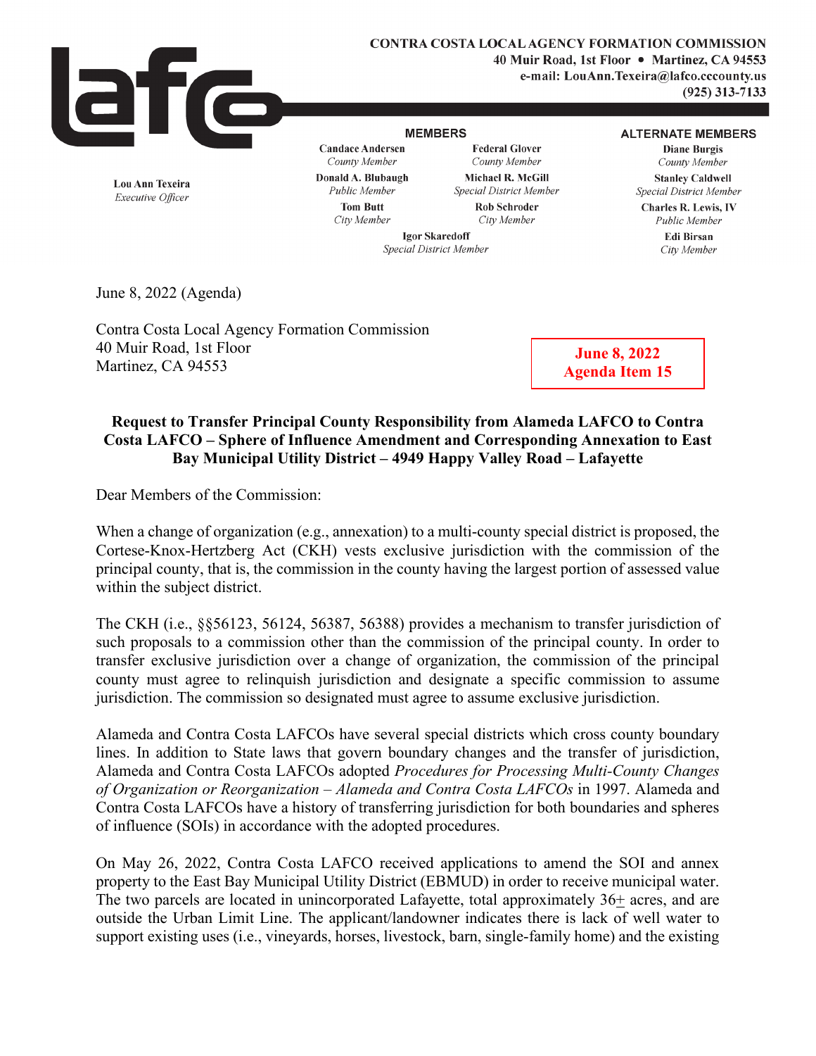**CONTRA COSTA LOCAL AGENCY FORMATION COMMISSION**
**40 Muir Road, 1st Floor • Martinez, CA 94553**
**e-mail: LouAnn.Texeira@lafco.cccounty.us**
**(925) 313-7133**

**Lou Ann Texeira**
*Executive Officer*

**MEMBERS**

**Candace Andersen**
*County Member*

**Federal Glover**
*County Member*

**Donald A. Blubaugh**
*Public Member*

**Michael R. McGill**
*Special District Member*

**Tom Butt**
*City Member*

**Rob Schroder**
*City Member*

**Igor Skaredoff**
*Special District Member*

**ALTERNATE MEMBERS**

**Diane Burgis**
*County Member*

**Stanley Caldwell**
*Special District Member*

**Charles R. Lewis, IV**
*Public Member*

**Edi Birsan**
*City Member*

June 8, 2022 (Agenda)

Contra Costa Local Agency Formation Commission
40 Muir Road, 1st Floor
Martinez, CA 94553

**June 8, 2022**
**Agenda Item 15**

**Request to Transfer Principal County Responsibility from Alameda LAFCO to Contra Costa LAFCO – Sphere of Influence Amendment and Corresponding Annexation to East Bay Municipal Utility District – 4949 Happy Valley Road – Lafayette**

Dear Members of the Commission:

When a change of organization (e.g., annexation) to a multi-county special district is proposed, the Cortese-Knox-Hertzberg Act (CKH) vests exclusive jurisdiction with the commission of the principal county, that is, the commission in the county having the largest portion of assessed value within the subject district.

The CKH (i.e., §§56123, 56124, 56387, 56388) provides a mechanism to transfer jurisdiction of such proposals to a commission other than the commission of the principal county. In order to transfer exclusive jurisdiction over a change of organization, the commission of the principal county must agree to relinquish jurisdiction and designate a specific commission to assume jurisdiction. The commission so designated must agree to assume exclusive jurisdiction.

Alameda and Contra Costa LAFCOs have several special districts which cross county boundary lines. In addition to State laws that govern boundary changes and the transfer of jurisdiction, Alameda and Contra Costa LAFCOs adopted *Procedures for Processing Multi-County Changes of Organization or Reorganization – Alameda and Contra Costa LAFCOs* in 1997. Alameda and Contra Costa LAFCOs have a history of transferring jurisdiction for both boundaries and spheres of influence (SOIs) in accordance with the adopted procedures.

On May 26, 2022, Contra Costa LAFCO received applications to amend the SOI and annex property to the East Bay Municipal Utility District (EBMUD) in order to receive municipal water. The two parcels are located in unincorporated Lafayette, total approximately 36± acres, and are outside the Urban Limit Line. The applicant/landowner indicates there is lack of well water to support existing uses (i.e., vineyards, horses, livestock, barn, single-family home) and the existing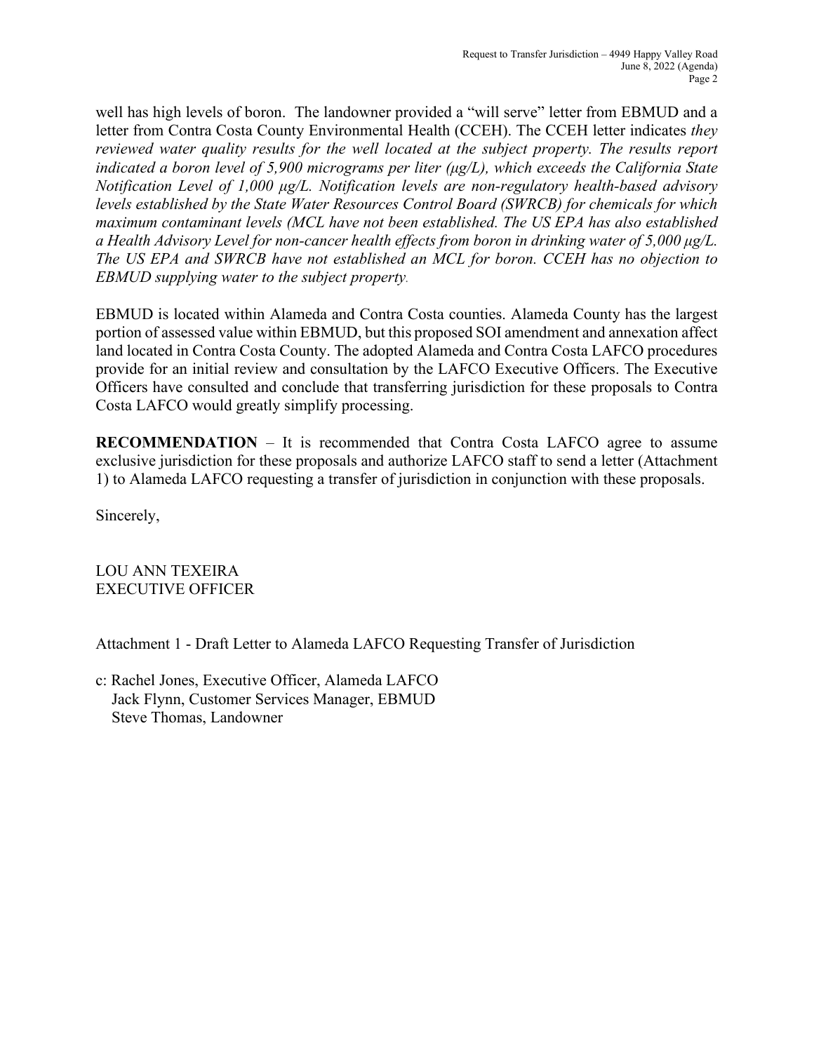well has high levels of boron. The landowner provided a "will serve" letter from EBMUD and a letter from Contra Costa County Environmental Health (CCEH). The CCEH letter indicates *they reviewed water quality results for the well located at the subject property. The results report indicated a boron level of 5,900 micrograms per liter (µg/L), which exceeds the California State Notification Level of 1,000 µg/L. Notification levels are non-regulatory health-based advisory levels established by the State Water Resources Control Board (SWRCB) for chemicals for which maximum contaminant levels (MCL have not been established. The US EPA has also established a Health Advisory Level for non-cancer health effects from boron in drinking water of 5,000 µg/L. The US EPA and SWRCB have not established an MCL for boron. CCEH has no objection to EBMUD supplying water to the subject property.*

EBMUD is located within Alameda and Contra Costa counties. Alameda County has the largest portion of assessed value within EBMUD, but this proposed SOI amendment and annexation affect land located in Contra Costa County. The adopted Alameda and Contra Costa LAFCO procedures provide for an initial review and consultation by the LAFCO Executive Officers. The Executive Officers have consulted and conclude that transferring jurisdiction for these proposals to Contra Costa LAFCO would greatly simplify processing.

**RECOMMENDATION** – It is recommended that Contra Costa LAFCO agree to assume exclusive jurisdiction for these proposals and authorize LAFCO staff to send a letter (Attachment 1) to Alameda LAFCO requesting a transfer of jurisdiction in conjunction with these proposals.

Sincerely,

LOU ANN TEXEIRA
EXECUTIVE OFFICER

Attachment 1 - Draft Letter to Alameda LAFCO Requesting Transfer of Jurisdiction

c: Rachel Jones, Executive Officer, Alameda LAFCO
Jack Flynn, Customer Services Manager, EBMUD
Steve Thomas, Landowner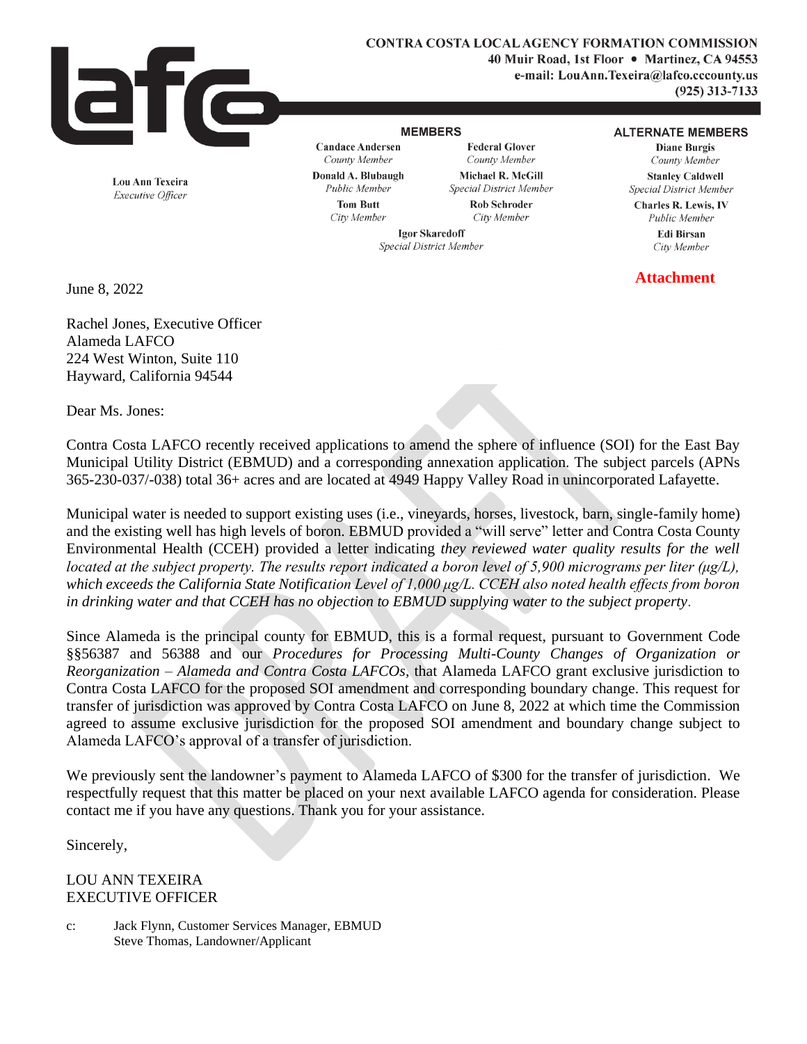**CONTRA COSTA LOCAL AGENCY FORMATION COMMISSION**
**40 Muir Road, 1st Floor • Martinez, CA 94553**
**e-mail: LouAnn.Texeira@lafco.cccounty.us**
**(925) 313-7133**

lafco

**Lou Ann Texeira**
*Executive Officer*

**MEMBERS**

**Candace Andersen**
*County Member*

**Federal Glover**
*County Member*

**Donald A. Blubaugh**
*Public Member*

**Michael R. McGill**
*Special District Member*

**Tom Butt**
*City Member*

**Rob Schroder**
*City Member*

**Igor Skaredoff**
*Special District Member*

**ALTERNATE MEMBERS**

**Diane Burgis**
*County Member*

**Stanley Caldwell**
*Special District Member*

**Charles R. Lewis, IV**
*Public Member*

**Edi Birsan**
*City Member*

**Attachment**

June 8, 2022

Rachel Jones, Executive Officer
Alameda LAFCO
224 West Winton, Suite 110
Hayward, California 94544

Dear Ms. Jones:

Contra Costa LAFCO recently received applications to amend the sphere of influence (SOI) for the East Bay Municipal Utility District (EBMUD) and a corresponding annexation application. The subject parcels (APNs 365-230-037/-038) total 36+ acres and are located at 4949 Happy Valley Road in unincorporated Lafayette.

Municipal water is needed to support existing uses (i.e., vineyards, horses, livestock, barn, single-family home) and the existing well has high levels of boron. EBMUD provided a "will serve" letter and Contra Costa County Environmental Health (CCEH) provided a letter indicating *they reviewed water quality results for the well located at the subject property. The results report indicated a boron level of 5,900 micrograms per liter (μg/L), which exceeds the California State Notification Level of 1,000 μg/L. CCEH also noted health effects from boron in drinking water and that CCEH has no objection to EBMUD supplying water to the subject property*.

Since Alameda is the principal county for EBMUD, this is a formal request, pursuant to Government Code §§56387 and 56388 and our *Procedures for Processing Multi-County Changes of Organization or Reorganization – Alameda and Contra Costa LAFCOs*, that Alameda LAFCO grant exclusive jurisdiction to Contra Costa LAFCO for the proposed SOI amendment and corresponding boundary change. This request for transfer of jurisdiction was approved by Contra Costa LAFCO on June 8, 2022 at which time the Commission agreed to assume exclusive jurisdiction for the proposed SOI amendment and boundary change subject to Alameda LAFCO's approval of a transfer of jurisdiction.

We previously sent the landowner's payment to Alameda LAFCO of $300 for the transfer of jurisdiction. We respectfully request that this matter be placed on your next available LAFCO agenda for consideration. Please contact me if you have any questions. Thank you for your assistance.

Sincerely,

LOU ANN TEXEIRA
EXECUTIVE OFFICER

c: Jack Flynn, Customer Services Manager, EBMUD
Steve Thomas, Landowner/Applicant